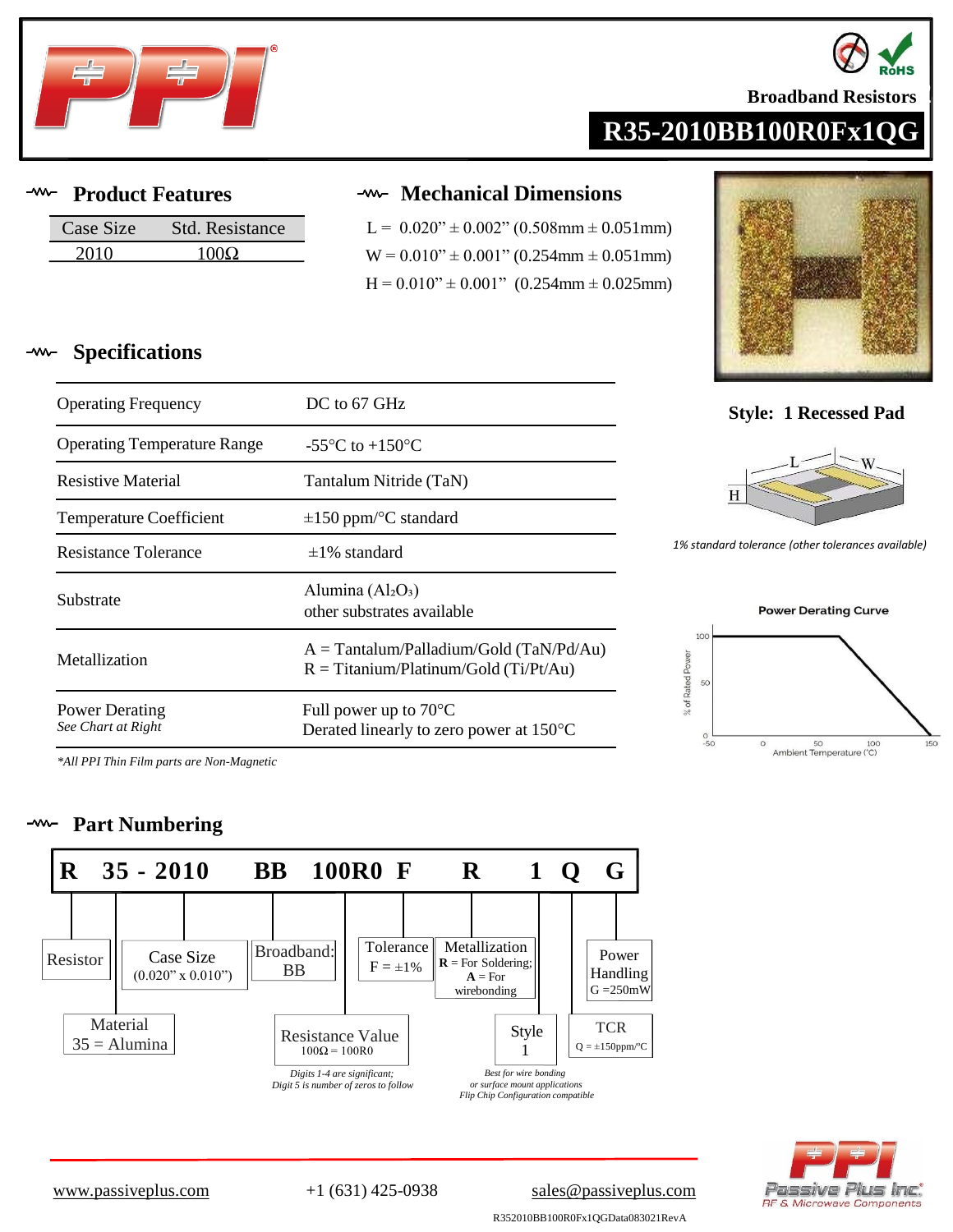# Broadband Resistors

## R35-2010BB100R0Fx1QG

## Product Features

| Case Size | Std. Resistance |
|---|---|
| 2010 | 100Ω |

## Mechanical Dimensions

L = 0.020" ± 0.002" (0.508mm ± 0.051mm)
W = 0.010" ± 0.001" (0.254mm ± 0.051mm)
H = 0.010" ± 0.001" (0.254mm ± 0.025mm)

**Style: 1 Recessed Pad**

*1% standard tolerance (other tolerances available)*

## Specifications

| | |
|---|---|
| Operating Frequency | DC to 67 GHz |
| Operating Temperature Range | -55°C to +150°C |
| Resistive Material | Tantalum Nitride (TaN) |
| Temperature Coefficient | ±150 ppm/°C standard |
| Resistance Tolerance | ±1% standard |
| Substrate | Alumina ($Al_2O_3$)<br>other substrates available |
| Metallization | A = Tantalum/Palladium/Gold (TaN/Pd/Au)<br>R = Titanium/Platinum/Gold (Ti/Pt/Au) |
| Power Derating<br>*See Chart at Right* | Full power up to 70°C<br>Derated linearly to zero power at 150°C |

*\*All PPI Thin Film parts are Non-Magnetic*

**Power Derating Curve**

## Part Numbering

**R 35 - 2010 BB 100R0 F R 1 Q G**

- **R**: Resistor
- **35**: Material — 35 = Alumina
- **2010**: Case Size (0.020" x 0.010")
- **BB**: Broadband: BB
- **100R0**: Resistance Value — 100Ω = 100R0 (*Digits 1-4 are significant; Digit 5 is number of zeros to follow*)
- **F**: Tolerance — F = ±1%
- **R**: Metallization — **R** = For Soldering; **A** = For wirebonding
- **1**: Style 1 (*Best for wire bonding or surface mount applications; Flip Chip Configuration compatible*)
- **Q**: TCR — Q = ±150ppm/°C
- **G**: Power Handling — G = 250mW

www.passiveplus.com | +1 (631) 425-0938 | sales@passiveplus.com

R352010BB100R0Fx1QGData083021RevA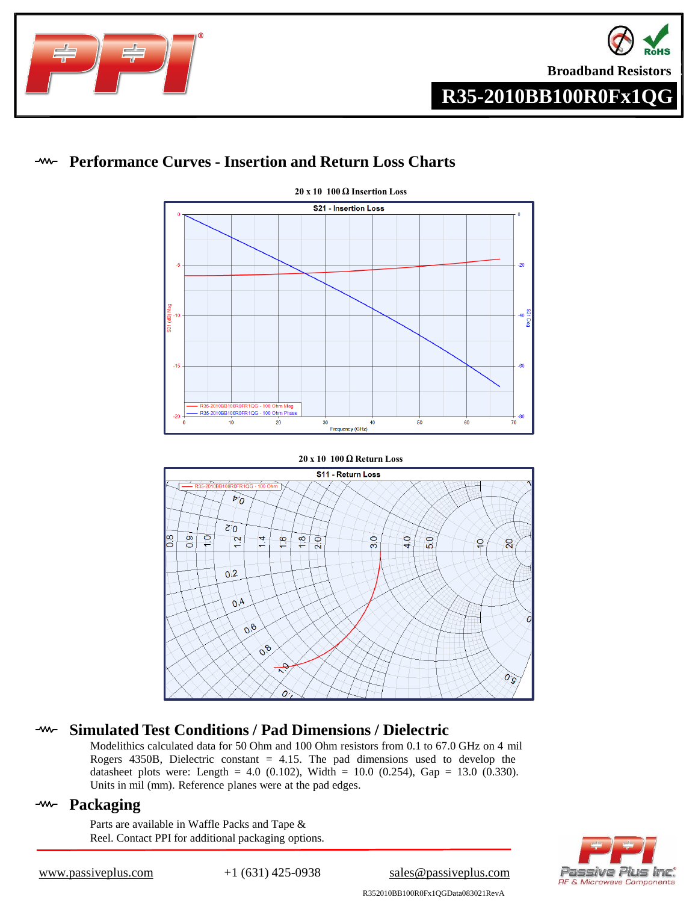Broadband Resistors

# R35-2010BB100R0Fx1QG

## Performance Curves - Insertion and Return Loss Charts

**20 x 10 100 Ω Insertion Loss**

S21 - Insertion Loss

S21 (dB) Mag

S21 Deg

Frequency (GHz)

0, -5, -10, -15, -20

0, -20, -40, -60, -80

0, 10, 20, 30, 40, 50, 60, 70

R35-2010BB100R0FR1QG - 100 Ohm Mag

R35-2010BB100R0FR1QG - 100 Ohm Phase

**20 x 10 100 Ω Return Loss**

S11 - Return Loss

R35-2010BB100R0FR1QG - 100 Ohm

0.8, 0.9, 1.0, 1.2, 1.4, 1.6, 1.8, 2.0, 3.0, 4.0, 5.0, 10, 20

0.2, 0.4, 0.6, 0.8, 1.0

## Simulated Test Conditions / Pad Dimensions / Dielectric

Modelithics calculated data for 50 Ohm and 100 Ohm resistors from 0.1 to 67.0 GHz on 4 mil Rogers 4350B, Dielectric constant = 4.15. The pad dimensions used to develop the datasheet plots were: Length = 4.0 (0.102), Width = 10.0 (0.254), Gap = 13.0 (0.330). Units in mil (mm). Reference planes were at the pad edges.

## Packaging

Parts are available in Waffle Packs and Tape & Reel. Contact PPI for additional packaging options.

www.passiveplus.com +1 (631) 425-0938 sales@passiveplus.com

R352010BB100R0Fx1QGData083021RevA